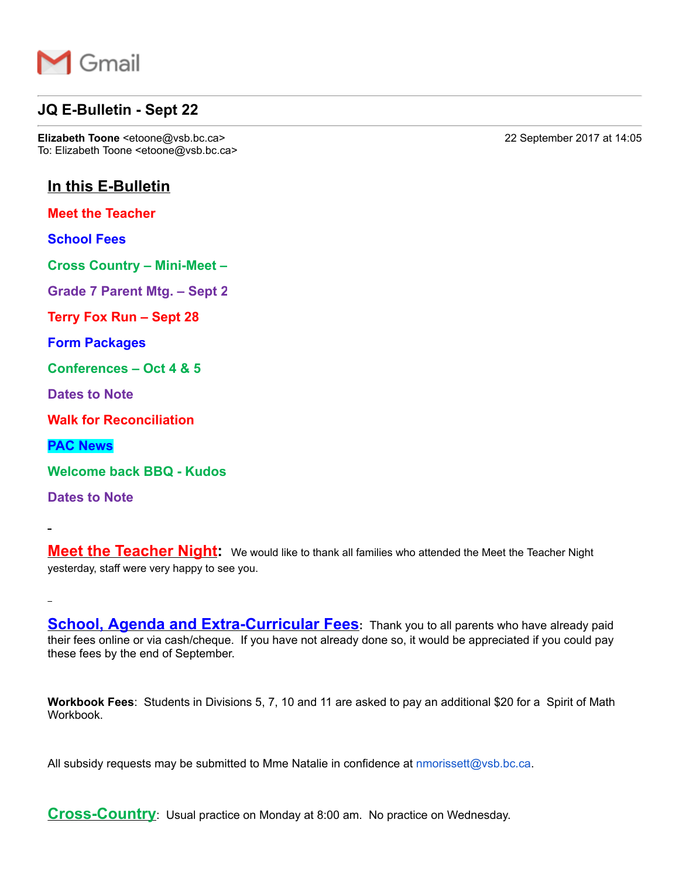Gmail

# JQ E-Bulletin - Sept 22

**Elizabeth Toone** <etoone@vsb.bc.ca>
To: Elizabeth Toone <etoone@vsb.bc.ca>

22 September 2017 at 14:05

## In this E-Bulletin

**Meet the Teacher**

**School Fees**

**Cross Country – Mini-Meet –**

**Grade 7 Parent Mtg. – Sept 2**

**Terry Fox Run – Sept 28**

**Form Packages**

**Conferences – Oct 4 & 5**

**Dates to Note**

**Walk for Reconciliation**

**PAC News**

**Welcome back BBQ - Kudos**

**Dates to Note**

**Meet the Teacher Night**: We would like to thank all families who attended the Meet the Teacher Night yesterday, staff were very happy to see you.

**School, Agenda and Extra-Curricular Fees**: Thank you to all parents who have already paid their fees online or via cash/cheque. If you have not already done so, it would be appreciated if you could pay these fees by the end of September.

**Workbook Fees**: Students in Divisions 5, 7, 10 and 11 are asked to pay an additional $20 for a Spirit of Math Workbook.

All subsidy requests may be submitted to Mme Natalie in confidence at nmorissett@vsb.bc.ca.

**Cross-Country**: Usual practice on Monday at 8:00 am. No practice on Wednesday.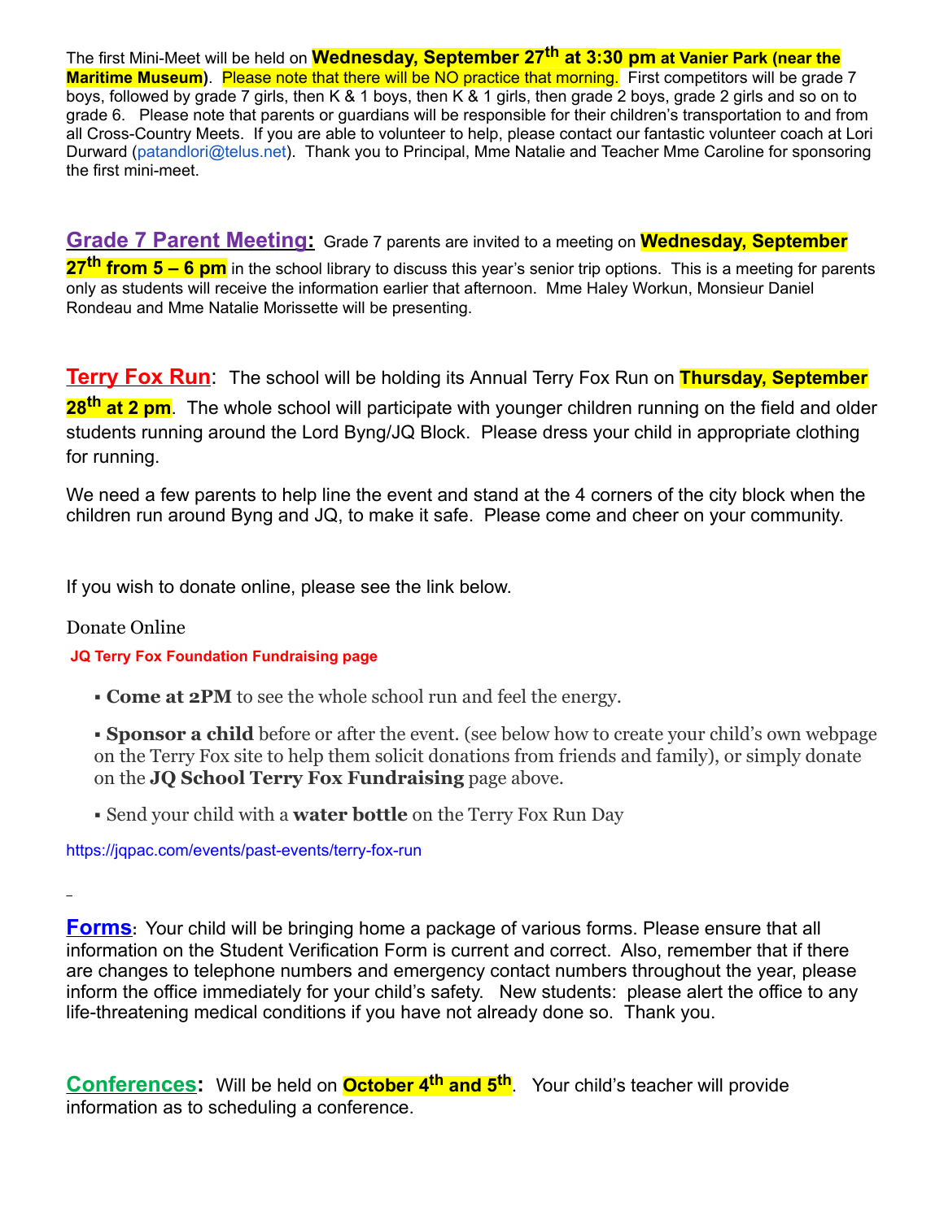The first Mini-Meet will be held on **Wednesday, September 27th at 3:30 pm at Vanier Park (near the Maritime Museum)**. Please note that there will be NO practice that morning. First competitors will be grade 7 boys, followed by grade 7 girls, then K & 1 boys, then K & 1 girls, then grade 2 boys, grade 2 girls and so on to grade 6. Please note that parents or guardians will be responsible for their children's transportation to and from all Cross-Country Meets. If you are able to volunteer to help, please contact our fantastic volunteer coach at Lori Durward (patandlori@telus.net). Thank you to Principal, Mme Natalie and Teacher Mme Caroline for sponsoring the first mini-meet.

**Grade 7 Parent Meeting:** Grade 7 parents are invited to a meeting on **Wednesday, September 27th from 5 – 6 pm** in the school library to discuss this year's senior trip options. This is a meeting for parents only as students will receive the information earlier that afternoon. Mme Haley Workun, Monsieur Daniel Rondeau and Mme Natalie Morissette will be presenting.

**Terry Fox Run**: The school will be holding its Annual Terry Fox Run on **Thursday, September 28th at 2 pm**. The whole school will participate with younger children running on the field and older students running around the Lord Byng/JQ Block. Please dress your child in appropriate clothing for running.

We need a few parents to help line the event and stand at the 4 corners of the city block when the children run around Byng and JQ, to make it safe. Please come and cheer on your community.

If you wish to donate online, please see the link below.

Donate Online

**JQ Terry Fox Foundation Fundraising page**

- **Come at 2PM** to see the whole school run and feel the energy.
- **Sponsor a child** before or after the event. (see below how to create your child's own webpage on the Terry Fox site to help them solicit donations from friends and family), or simply donate on the **JQ School Terry Fox Fundraising** page above.
- Send your child with a **water bottle** on the Terry Fox Run Day

https://jqpac.com/events/past-events/terry-fox-run

**Forms:** Your child will be bringing home a package of various forms. Please ensure that all information on the Student Verification Form is current and correct. Also, remember that if there are changes to telephone numbers and emergency contact numbers throughout the year, please inform the office immediately for your child's safety. New students: please alert the office to any life-threatening medical conditions if you have not already done so. Thank you.

**Conferences:** Will be held on **October 4th and 5th**. Your child's teacher will provide information as to scheduling a conference.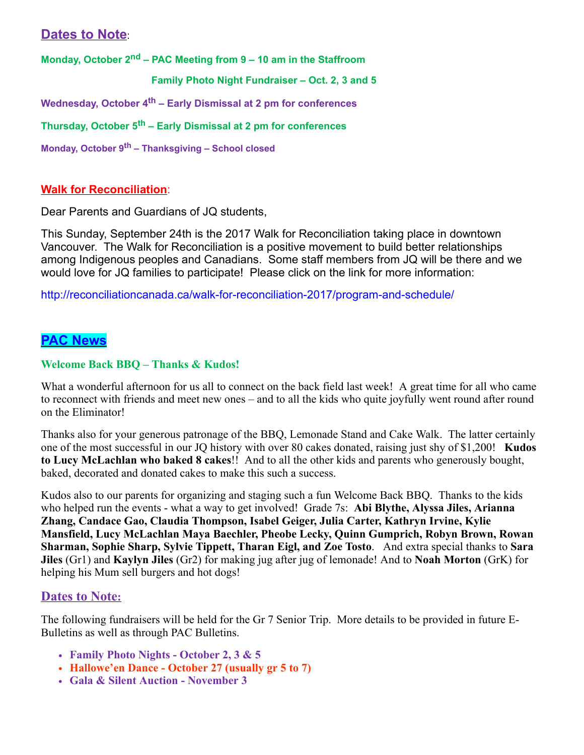## Dates to Note:

**Monday, October 2nd – PAC Meeting from 9 – 10 am in the Staffroom**

**Family Photo Night Fundraiser – Oct. 2, 3 and 5**

**Wednesday, October 4th – Early Dismissal at 2 pm for conferences**

**Thursday, October 5th – Early Dismissal at 2 pm for conferences**

**Monday, October 9th – Thanksgiving – School closed**

## Walk for Reconciliation:

Dear Parents and Guardians of JQ students,

This Sunday, September 24th is the 2017 Walk for Reconciliation taking place in downtown Vancouver. The Walk for Reconciliation is a positive movement to build better relationships among Indigenous peoples and Canadians. Some staff members from JQ will be there and we would love for JQ families to participate! Please click on the link for more information:

http://reconciliationcanada.ca/walk-for-reconciliation-2017/program-and-schedule/

## PAC News

### Welcome Back BBQ – Thanks & Kudos!

What a wonderful afternoon for us all to connect on the back field last week! A great time for all who came to reconnect with friends and meet new ones – and to all the kids who quite joyfully went round after round on the Eliminator!

Thanks also for your generous patronage of the BBQ, Lemonade Stand and Cake Walk. The latter certainly one of the most successful in our JQ history with over 80 cakes donated, raising just shy of $1,200! **Kudos to Lucy McLachlan who baked 8 cakes**!! And to all the other kids and parents who generously bought, baked, decorated and donated cakes to make this such a success.

Kudos also to our parents for organizing and staging such a fun Welcome Back BBQ. Thanks to the kids who helped run the events - what a way to get involved! Grade 7s: **Abi Blythe, Alyssa Jiles, Arianna Zhang, Candace Gao, Claudia Thompson, Isabel Geiger, Julia Carter, Kathryn Irvine, Kylie Mansfield, Lucy McLachlan Maya Baechler, Pheobe Lecky, Quinn Gumprich, Robyn Brown, Rowan Sharman, Sophie Sharp, Sylvie Tippett, Tharan Eigl, and Zoe Tosto**. And extra special thanks to **Sara Jiles** (Gr1) and **Kaylyn Jiles** (Gr2) for making jug after jug of lemonade! And to **Noah Morton** (GrK) for helping his Mum sell burgers and hot dogs!

## Dates to Note:

The following fundraisers will be held for the Gr 7 Senior Trip. More details to be provided in future E-Bulletins as well as through PAC Bulletins.

- **Family Photo Nights - October 2, 3 & 5**
- **Hallowe'en Dance - October 27 (usually gr 5 to 7)**
- **Gala & Silent Auction - November 3**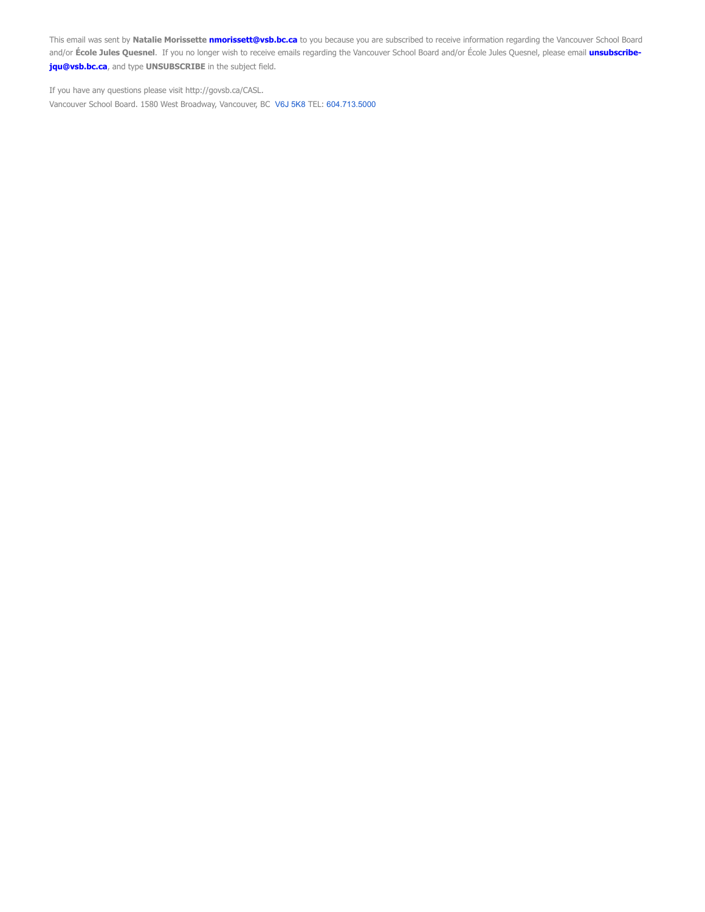This email was sent by **Natalie Morissette** **nmorissett@vsb.bc.ca** to you because you are subscribed to receive information regarding the Vancouver School Board and/or **École Jules Quesnel**. If you no longer wish to receive emails regarding the Vancouver School Board and/or École Jules Quesnel, please email **unsubscribe-jqu@vsb.bc.ca**, and type **UNSUBSCRIBE** in the subject field.

If you have any questions please visit http://govsb.ca/CASL.
Vancouver School Board. 1580 West Broadway, Vancouver, BC V6J 5K8 TEL: 604.713.5000